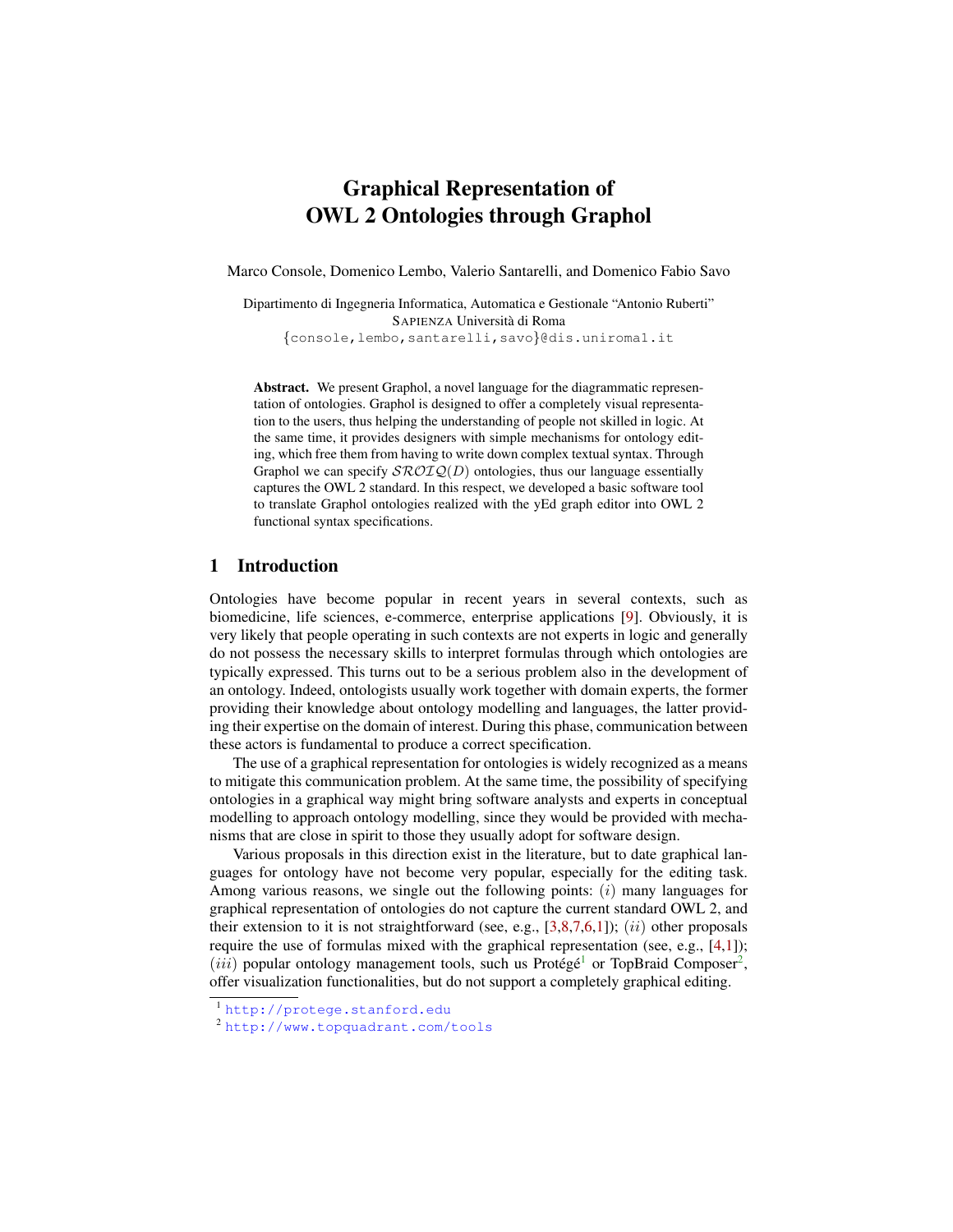# Graphical Representation of OWL 2 Ontologies through Graphol

Marco Console, Domenico Lembo, Valerio Santarelli, and Domenico Fabio Savo

Dipartimento di Ingegneria Informatica, Automatica e Gestionale "Antonio Ruberti"
SAPIENZA Università di Roma
{console,lembo,santarelli,savo}@dis.uniroma1.it

**Abstract.** We present Graphol, a novel language for the diagrammatic representation of ontologies. Graphol is designed to offer a completely visual representation to the users, thus helping the understanding of people not skilled in logic. At the same time, it provides designers with simple mechanisms for ontology editing, which free them from having to write down complex textual syntax. Through Graphol we can specify $\mathcal{SROIQ}(D)$ ontologies, thus our language essentially captures the OWL 2 standard. In this respect, we developed a basic software tool to translate Graphol ontologies realized with the yEd graph editor into OWL 2 functional syntax specifications.

## 1 Introduction

Ontologies have become popular in recent years in several contexts, such as biomedicine, life sciences, e-commerce, enterprise applications [9]. Obviously, it is very likely that people operating in such contexts are not experts in logic and generally do not possess the necessary skills to interpret formulas through which ontologies are typically expressed. This turns out to be a serious problem also in the development of an ontology. Indeed, ontologists usually work together with domain experts, the former providing their knowledge about ontology modelling and languages, the latter providing their expertise on the domain of interest. During this phase, communication between these actors is fundamental to produce a correct specification.

The use of a graphical representation for ontologies is widely recognized as a means to mitigate this communication problem. At the same time, the possibility of specifying ontologies in a graphical way might bring software analysts and experts in conceptual modelling to approach ontology modelling, since they would be provided with mechanisms that are close in spirit to those they usually adopt for software design.

Various proposals in this direction exist in the literature, but to date graphical languages for ontology have not become very popular, especially for the editing task. Among various reasons, we single out the following points: $(i)$ many languages for graphical representation of ontologies do not capture the current standard OWL 2, and their extension to it is not straightforward (see, e.g., [3,8,7,6,1]); $(ii)$ other proposals require the use of formulas mixed with the graphical representation (see, e.g., [4,1]); $(iii)$ popular ontology management tools, such us Protégé[1] or TopBraid Composer[2], offer visualization functionalities, but do not support a completely graphical editing.

[1] http://protege.stanford.edu

[2] http://www.topquadrant.com/tools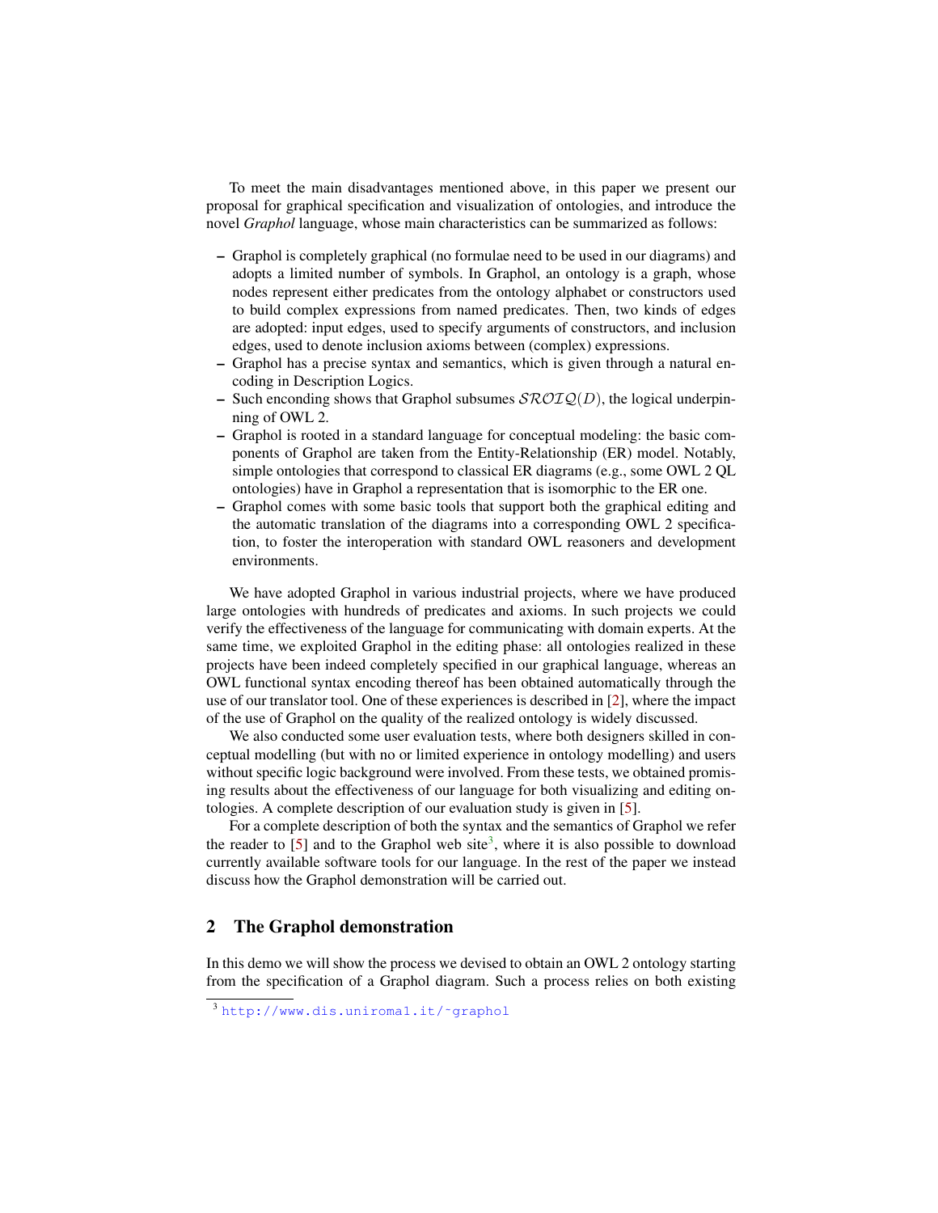To meet the main disadvantages mentioned above, in this paper we present our proposal for graphical specification and visualization of ontologies, and introduce the novel *Graphol* language, whose main characteristics can be summarized as follows:

- Graphol is completely graphical (no formulae need to be used in our diagrams) and adopts a limited number of symbols. In Graphol, an ontology is a graph, whose nodes represent either predicates from the ontology alphabet or constructors used to build complex expressions from named predicates. Then, two kinds of edges are adopted: input edges, used to specify arguments of constructors, and inclusion edges, used to denote inclusion axioms between (complex) expressions.
- Graphol has a precise syntax and semantics, which is given through a natural encoding in Description Logics.
- Such enconding shows that Graphol subsumes $\mathcal{SROIQ}(D)$, the logical underpinning of OWL 2.
- Graphol is rooted in a standard language for conceptual modeling: the basic components of Graphol are taken from the Entity-Relationship (ER) model. Notably, simple ontologies that correspond to classical ER diagrams (e.g., some OWL 2 QL ontologies) have in Graphol a representation that is isomorphic to the ER one.
- Graphol comes with some basic tools that support both the graphical editing and the automatic translation of the diagrams into a corresponding OWL 2 specification, to foster the interoperation with standard OWL reasoners and development environments.

We have adopted Graphol in various industrial projects, where we have produced large ontologies with hundreds of predicates and axioms. In such projects we could verify the effectiveness of the language for communicating with domain experts. At the same time, we exploited Graphol in the editing phase: all ontologies realized in these projects have been indeed completely specified in our graphical language, whereas an OWL functional syntax encoding thereof has been obtained automatically through the use of our translator tool. One of these experiences is described in [2], where the impact of the use of Graphol on the quality of the realized ontology is widely discussed.

We also conducted some user evaluation tests, where both designers skilled in conceptual modelling (but with no or limited experience in ontology modelling) and users without specific logic background were involved. From these tests, we obtained promising results about the effectiveness of our language for both visualizing and editing ontologies. A complete description of our evaluation study is given in [5].

For a complete description of both the syntax and the semantics of Graphol we refer the reader to [5] and to the Graphol web site[3], where it is also possible to download currently available software tools for our language. In the rest of the paper we instead discuss how the Graphol demonstration will be carried out.

## 2 The Graphol demonstration

In this demo we will show the process we devised to obtain an OWL 2 ontology starting from the specification of a Graphol diagram. Such a process relies on both existing

[3] http://www.dis.uniroma1.it/~graphol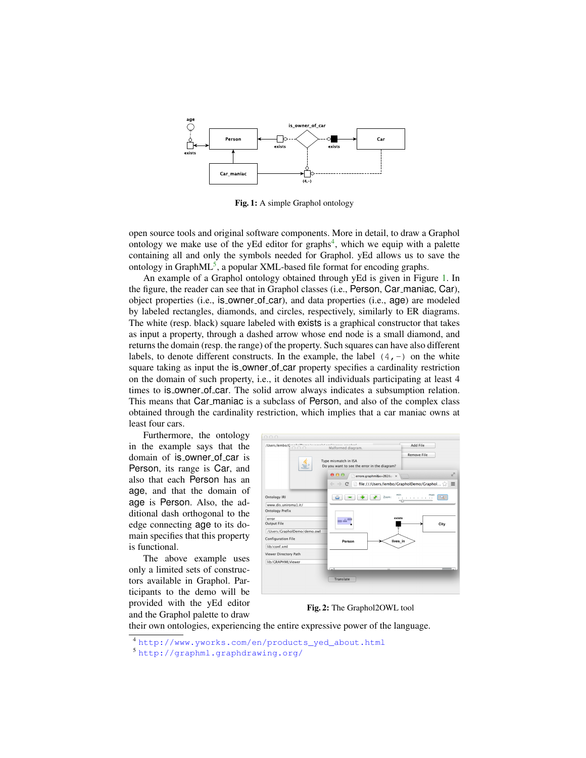**Fig. 1:** A simple Graphol ontology

open source tools and original software components. More in detail, to draw a Graphol ontology we make use of the yEd editor for graphs[4], which we equip with a palette containing all and only the symbols needed for Graphol. yEd allows us to save the ontology in GraphML[5], a popular XML-based file format for encoding graphs.

An example of a Graphol ontology obtained through yEd is given in Figure 1. In the figure, the reader can see that in Graphol classes (i.e., Person, Car_maniac, Car), object properties (i.e., is_owner_of_car), and data properties (i.e., age) are modeled by labeled rectangles, diamonds, and circles, respectively, similarly to ER diagrams. The white (resp. black) square labeled with exists is a graphical constructor that takes as input a property, through a dashed arrow whose end node is a small diamond, and returns the domain (resp. the range) of the property. Such squares can have also different labels, to denote different constructs. In the example, the label (4,-) on the white square taking as input the is_owner_of_car property specifies a cardinality restriction on the domain of such property, i.e., it denotes all individuals participating at least 4 times to is_owner_of_car. The solid arrow always indicates a subsumption relation. This means that Car_maniac is a subclass of Person, and also of the complex class obtained through the cardinality restriction, which implies that a car maniac owns at least four cars.

Furthermore, the ontology in the example says that the domain of is_owner_of_car is Person, its range is Car, and also that each Person has an age, and that the domain of age is Person. Also, the additional dash orthogonal to the edge connecting age to its domain specifies that this property is functional.

The above example uses only a limited sets of constructors available in Graphol. Participants to the demo will be provided with the yEd editor and the Graphol palette to draw their own ontologies, experiencing the entire expressive power of the language.

**Fig. 2:** The Graphol2OWL tool

[4] http://www.yworks.com/en/products_yed_about.html

[5] http://graphml.graphdrawing.org/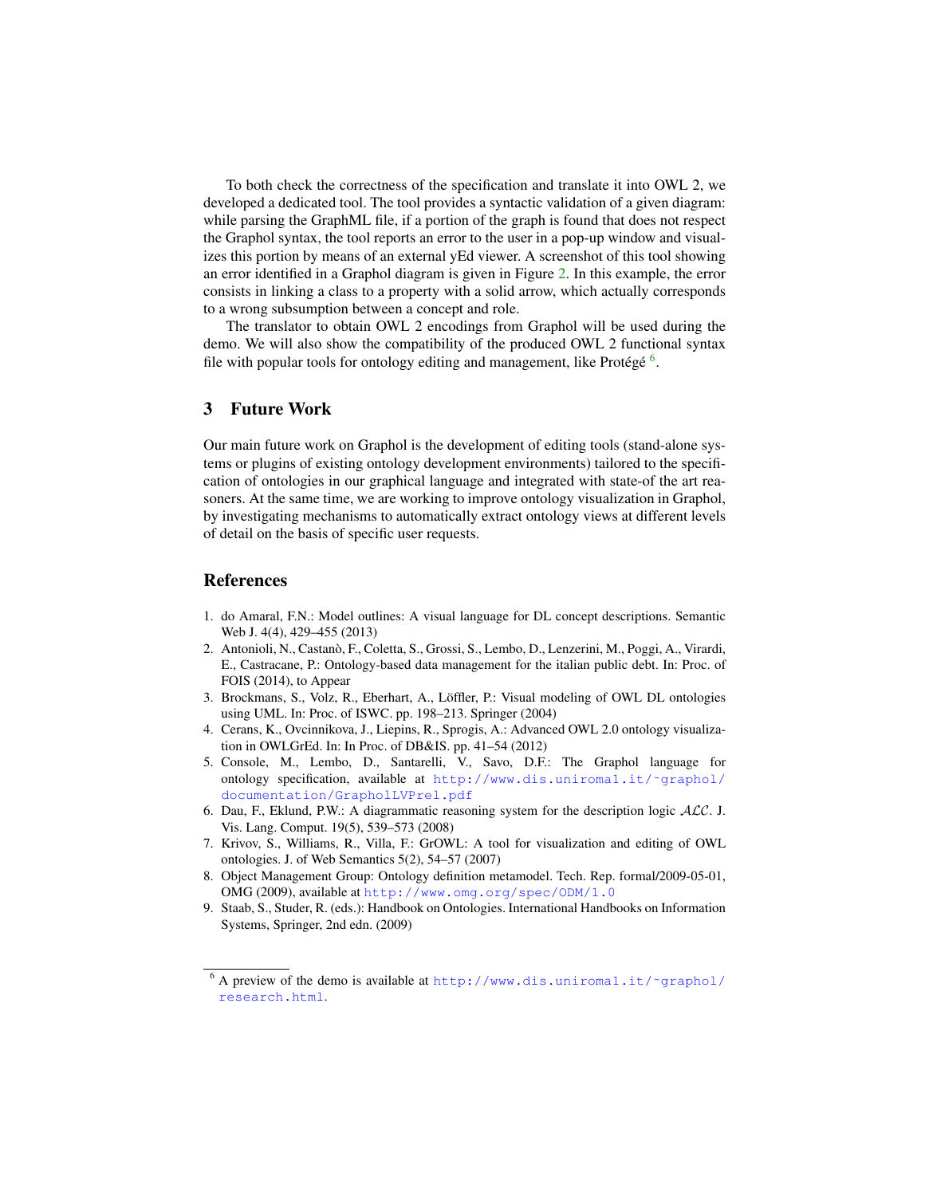To both check the correctness of the specification and translate it into OWL 2, we developed a dedicated tool. The tool provides a syntactic validation of a given diagram: while parsing the GraphML file, if a portion of the graph is found that does not respect the Graphol syntax, the tool reports an error to the user in a pop-up window and visualizes this portion by means of an external yEd viewer. A screenshot of this tool showing an error identified in a Graphol diagram is given in Figure 2. In this example, the error consists in linking a class to a property with a solid arrow, which actually corresponds to a wrong subsumption between a concept and role.

The translator to obtain OWL 2 encodings from Graphol will be used during the demo. We will also show the compatibility of the produced OWL 2 functional syntax file with popular tools for ontology editing and management, like Protégé [6].

## 3 Future Work

Our main future work on Graphol is the development of editing tools (stand-alone systems or plugins of existing ontology development environments) tailored to the specification of ontologies in our graphical language and integrated with state-of the art reasoners. At the same time, we are working to improve ontology visualization in Graphol, by investigating mechanisms to automatically extract ontology views at different levels of detail on the basis of specific user requests.

## References

1. do Amaral, F.N.: Model outlines: A visual language for DL concept descriptions. Semantic Web J. 4(4), 429–455 (2013)
2. Antonioli, N., Castanò, F., Coletta, S., Grossi, S., Lembo, D., Lenzerini, M., Poggi, A., Virardi, E., Castracane, P.: Ontology-based data management for the italian public debt. In: Proc. of FOIS (2014), to Appear
3. Brockmans, S., Volz, R., Eberhart, A., Löffler, P.: Visual modeling of OWL DL ontologies using UML. In: Proc. of ISWC. pp. 198–213. Springer (2004)
4. Cerans, K., Ovcinnikova, J., Liepins, R., Sprogis, A.: Advanced OWL 2.0 ontology visualization in OWLGrEd. In: In Proc. of DB&IS. pp. 41–54 (2012)
5. Console, M., Lembo, D., Santarelli, V., Savo, D.F.: The Graphol language for ontology specification, available at http://www.dis.uniroma1.it/~graphol/documentation/GrapholLVPrel.pdf
6. Dau, F., Eklund, P.W.: A diagrammatic reasoning system for the description logic $\mathcal{ALC}$. J. Vis. Lang. Comput. 19(5), 539–573 (2008)
7. Krivov, S., Williams, R., Villa, F.: GrOWL: A tool for visualization and editing of OWL ontologies. J. of Web Semantics 5(2), 54–57 (2007)
8. Object Management Group: Ontology definition metamodel. Tech. Rep. formal/2009-05-01, OMG (2009), available at http://www.omg.org/spec/ODM/1.0
9. Staab, S., Studer, R. (eds.): Handbook on Ontologies. International Handbooks on Information Systems, Springer, 2nd edn. (2009)

[6] A preview of the demo is available at http://www.dis.uniroma1.it/~graphol/research.html.